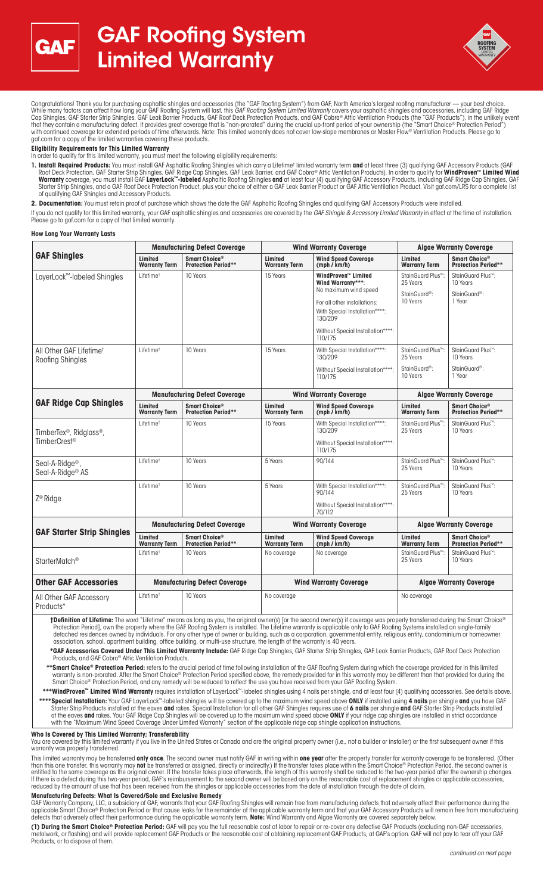# GAF Roofing System Limited Warranty

Congratulations! Thank you for purchasing asphaltic shingles and accessories (the "GAF Roofing System") from GAF, North America's largest roofing manufacturer — your best choice. While many factors can affect how long your GAF Roofing System will last, this *GAF Roofing System Limited Warranty* covers your asphaltic shingles and accessories, including GAF Ridge Cap Shingles, GAF Starter Strip Shingles, GAF Leak Barrier Products, GAF Roof Deck Protection Products, and GAF Cobra® Attic Ventilation Products (the "GAF Products"), in the unlikely event that they contain a manufacturing defect. It provides great coverage that is "non-prorated" during the crucial up-front period of your ownership (the "Smart Choice® Protection Period") with continued coverage for extended periods of time afterwards. Note: This limited warranty does not cover low-slope membranes or Master Flow® Ventilation Products. Please go to gaf.com for a copy of the limited warranties covering these products.

**Eligibility Requirements for This Limited Warranty**

In order to qualify for this limited warranty, you must meet the following eligibility requirements:

1. **Install Required Products:** You must install GAF Asphaltic Roofing Shingles which carry a Lifetime† limited warranty term **and** at least three (3) qualifying GAF Accessory Products (GAF Roof Deck Protection, GAF Starter Strip Shingles, GAF Ridge Cap Shingles, GAF Leak Barrier, and GAF Cobra® Attic Ventilation Products). In order to qualify for **WindProven™ Limited Wind Warranty** coverage, you must install GAF **LayerLock™-labeled** Asphaltic Roofing Shingles **and** at least four (4) qualifying GAF Accessory Products, including GAF Ridge Cap Shingles, GAF Starter Strip Shingles, and a GAF Roof Deck Protection Product, plus your choice of either a GAF Leak Barrier Product or GAF Attic Ventilation Product. Visit gaf.com/LRS for a complete list of qualifying GAF Shingles and Accessory Products.

2. **Documentation:** You must retain proof of purchase which shows the date the GAF Asphaltic Roofing Shingles and qualifying GAF Accessory Products were installed.

If you do not qualify for this limited warranty, your GAF asphaltic shingles and accessories are covered by the *GAF Shingle & Accessory Limited Warranty* in effect at the time of installation. Please go to gaf.com for a copy of that limited warranty.

**How Long Your Warranty Lasts**

| GAF Shingles | Manufacturing Defect Coverage | | Wind Warranty Coverage | | Algae Warranty Coverage | |
|---|---|---|---|---|---|---|
| | Limited Warranty Term | Smart Choice® Protection Period** | Limited Warranty Term | Wind Speed Coverage (mph / km/h) | Limited Warranty Term | Smart Choice® Protection Period** |
| LayerLock™-labeled Shingles | Lifetime† | 10 Years | 15 Years | WindProven™ Limited Wind Warranty***: No maximum wind speed<br>For all other installations:<br>With Special Installation****: 130/209<br>Without Special Installation****: 110/175 | StainGuard Plus™: 25 Years<br>StainGuard®: 10 Years | StainGuard Plus™: 10 Years<br>StainGuard®: 1 Year |
| All Other GAF Lifetime† Roofing Shingles | Lifetime† | 10 Years | 15 Years | With Special Installation****: 130/209<br>Without Special Installation****: 110/175 | StainGuard Plus™: 25 Years<br>StainGuard®: 10 Years | StainGuard Plus™: 10 Years<br>StainGuard®: 1 Year |
| **GAF Ridge Cap Shingles** | **Manufacturing Defect Coverage** | | **Wind Warranty Coverage** | | **Algae Warranty Coverage** | |
| | Limited Warranty Term | Smart Choice® Protection Period** | Limited Warranty Term | Wind Speed Coverage (mph / km/h) | Limited Warranty Term | Smart Choice® Protection Period** |
| TimberTex®, Ridglass®, TimberCrest® | Lifetime† | 10 Years | 15 Years | With Special Installation****: 130/209<br>Without Special Installation****: 110/175 | StainGuard Plus™: 25 Years | StainGuard Plus™: 10 Years |
| Seal-A-Ridge®, Seal-A-Ridge® AS | Lifetime† | 10 Years | 5 Years | 90/144 | StainGuard Plus™: 25 Years | StainGuard Plus™: 10 Years |
| Z® Ridge | Lifetime† | 10 Years | 5 Years | With Special Installation****: 90/144<br>Without Special Installation****: 70/112 | StainGuard Plus™: 25 Years | StainGuard Plus™: 10 Years |
| **GAF Starter Strip Shingles** | **Manufacturing Defect Coverage** | | **Wind Warranty Coverage** | | **Algae Warranty Coverage** | |
| | Limited Warranty Term | Smart Choice® Protection Period** | Limited Warranty Term | Wind Speed Coverage (mph / km/h) | Limited Warranty Term | Smart Choice® Protection Period** |
| StarterMatch® | Lifetime† | 10 Years | No coverage | No coverage | StainGuard Plus™: 25 Years | StainGuard Plus™: 10 Years |
| **Other GAF Accessories** | **Manufacturing Defect Coverage** | | **Wind Warranty Coverage** | | **Algae Warranty Coverage** | |
| All Other GAF Accessory Products* | Lifetime† | 10 Years | No coverage | | No coverage | |

**†Definition of Lifetime:** The word "Lifetime" means as long as you, the original owner(s) [or the second owner(s) if coverage was properly transferred during the Smart Choice® Protection Period], own the property where the GAF Roofing System is installed. The Lifetime warranty is applicable only to GAF Roofing Systems installed on single-family detached residences owned by individuals. For any other type of owner or building, such as a corporation, governmental entity, religious entity, condominium or homeowner association, school, apartment building, office building, or multi-use structure, the length of the warranty is 40 years.

**\*GAF Accessories Covered Under This Limited Warranty Include:** GAF Ridge Cap Shingles, GAF Starter Strip Shingles, GAF Leak Barrier Products, GAF Roof Deck Protection Products, and GAF Cobra® Attic Ventilation Products.

**\*\*Smart Choice® Protection Period:** refers to the crucial period of time following installation of the GAF Roofing System during which the coverage provided for in this limited warranty is non-prorated. After the Smart Choice® Protection Period specified above, the remedy provided for in this warranty may be different than that provided for during the Smart Choice® Protection Period, and any remedy will be reduced to reflect the use you have received from your GAF Roofing System.

**\*\*\*WindProven™ Limited Wind Warranty** requires installation of LayerLock™-labeled shingles using 4 nails per shingle, and at least four (4) qualifying accessories. See details above.

**\*\*\*\*Special Installation:** Your GAF LayerLock™-labeled shingles will be covered up to the maximum wind speed above **ONLY** if installed using **4 nails** per shingle **and** you have GAF Starter Strip Products installed at the eaves **and** rakes. Special Installation for all other GAF Shingles requires use of **6 nails** per shingle **and** GAF Starter Strip Products installed at the eaves **and** rakes. Your GAF Ridge Cap Shingles will be covered up to the maximum wind speed above **ONLY** if your ridge cap shingles are installed in strict accordance with the "Maximum Wind Speed Coverage Under Limited Warranty" section of the applicable ridge cap shingle application instructions.

**Who Is Covered by This Limited Warranty; Transferability**

You are covered by this limited warranty if you live in the United States or Canada and are the original property owner (i.e., not a builder or installer) or the first subsequent owner if this warranty was properly transferred.

This limited warranty may be transferred **only once**. The second owner must notify GAF in writing within **one year** after the property transfer for warranty coverage to be transferred. (Other than this one transfer, this warranty may **not** be transferred or assigned, directly or indirectly.) If the transfer takes place within the Smart Choice® Protection Period, the second owner is entitled to the same coverage as the original owner. If the transfer takes place afterwards, the length of this warranty shall be reduced to the two-year period after the ownership changes. If there is a defect during this two-year period, GAF's reimbursement to the second owner will be based only on the reasonable cost of replacement shingles or applicable accessories, reduced by the amount of use that has been received from the shingles or applicable accessories from the date of installation through the date of claim.

**Manufacturing Defects: What Is Covered/Sole and Exclusive Remedy**

GAF Warranty Company, LLC, a subsidiary of GAF, warrants that your GAF Roofing Shingles will remain free from manufacturing defects that adversely affect their performance during the applicable Smart Choice® Protection Period or that cause leaks for the remainder of the applicable warranty term and that your GAF Accessory Products will remain free from manufacturing defects that adversely affect their performance during the applicable warranty term. **Note:** Wind Warranty and Algae Warranty are covered separately below.

**(1) During the Smart Choice® Protection Period:** GAF will pay you the full reasonable cost of labor to repair or re-cover any defective GAF Products (excluding non-GAF accessories, metalwork, or flashing) and will provide replacement GAF Products or the reasonable cost of obtaining replacement GAF Products, at GAF's option. GAF will not pay to tear off your GAF Products, or to dispose of them.

*continued on next page*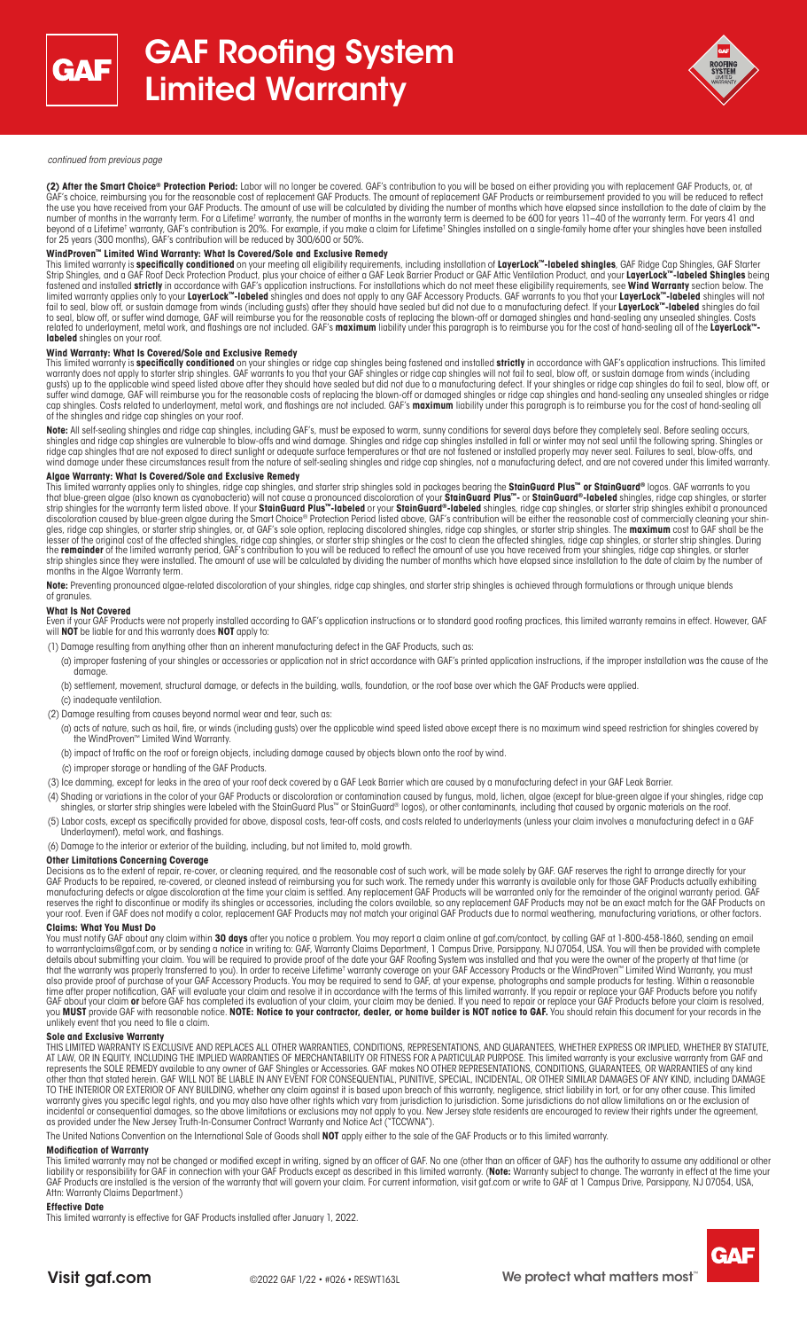# GAF Roofing System Limited Warranty

*continued from previous page*

**(2) After the Smart Choice® Protection Period:** Labor will no longer be covered. GAF's contribution to you will be based on either providing you with replacement GAF Products, or, at GAF's choice, reimbursing you for the reasonable cost of replacement GAF Products. The amount of replacement GAF Products or reimbursement provided to you will be reduced to reflect the use you have received from your GAF Products. The amount of use will be calculated by dividing the number of months which have elapsed since installation to the date of claim by the number of months in the warranty term. For a Lifetime† warranty, the number of months in the warranty term is deemed to be 600 for years 11–40 of the warranty term. For years 41 and beyond of a Lifetime† warranty, GAF's contribution is 20%. For example, if you make a claim for Lifetime† Shingles installed on a single-family home after your shingles have been installed for 25 years (300 months), GAF's contribution will be reduced by 300/600 or 50%.

**WindProven™ Limited Wind Warranty: What Is Covered/Sole and Exclusive Remedy**

This limited warranty is **specifically conditioned** on your meeting all eligibility requirements, including installation of **LayerLock™-labeled shingles**, GAF Ridge Cap Shingles, GAF Starter Strip Shingles, and a GAF Roof Deck Protection Product, plus your choice of either a GAF Leak Barrier Product or GAF Attic Ventilation Product, and your **LayerLock™-labeled Shingles** being fastened and installed **strictly** in accordance with GAF's application instructions. For installations which do not meet these eligibility requirements, see **Wind Warranty** section below. The limited warranty applies only to your **LayerLock™-labeled** shingles and does not apply to any GAF Accessory Products. GAF warrants to you that your **LayerLock™-labeled** shingles will not fail to seal, blow off, or sustain damage from winds (including gusts) after they should have sealed but did not due to a manufacturing defect. If your **LayerLock™-labeled** shingles do fail to seal, blow off, or suffer wind damage, GAF will reimburse you for the reasonable costs of replacing the blown-off or damaged shingles and hand-sealing any unsealed shingles. Costs related to underlayment, metal work, and flashings are not included. GAF's **maximum** liability under this paragraph is to reimburse you for the cost of hand-sealing all of the **LayerLock™-labeled** shingles on your roof.

**Wind Warranty: What Is Covered/Sole and Exclusive Remedy**

This limited warranty is **specifically conditioned** on your shingles or ridge cap shingles being fastened and installed **strictly** in accordance with GAF's application instructions. This limited warranty does not apply to starter strip shingles. GAF warrants to you that your GAF shingles or ridge cap shingles will not fail to seal, blow off, or sustain damage from winds (including gusts) up to the applicable wind speed listed above after they should have sealed but did not due to a manufacturing defect. If your shingles or ridge cap shingles do fail to seal, blow off, or suffer wind damage, GAF will reimburse you for the reasonable costs of replacing the blown-off or damaged shingles or ridge cap shingles and hand-sealing any unsealed shingles or ridge cap shingles. Costs related to underlayment, metal work, and flashings are not included. GAF's **maximum** liability under this paragraph is to reimburse you for the cost of hand-sealing all of the shingles and ridge cap shingles on your roof.

**Note:** All self-sealing shingles and ridge cap shingles, including GAF's, must be exposed to warm, sunny conditions for several days before they completely seal. Before sealing occurs, shingles and ridge cap shingles are vulnerable to blow-offs and wind damage. Shingles and ridge cap shingles installed in fall or winter may not seal until the following spring. Shingles or ridge cap shingles that are not exposed to direct sunlight or adequate surface temperatures or that are not fastened or installed properly may never seal. Failures to seal, blow-offs, and wind damage under these circumstances result from the nature of self-sealing shingles and ridge cap shingles, not a manufacturing defect, and are not covered under this limited warranty.

**Algae Warranty: What Is Covered/Sole and Exclusive Remedy**

This limited warranty applies only to shingles, ridge cap shingles, and starter strip shingles sold in packages bearing the **StainGuard Plus™ or StainGuard®** logos. GAF warrants to you that blue-green algae (also known as cyanobacteria) will not cause a pronounced discoloration of your **StainGuard Plus™-** or **StainGuard®-labeled** shingles, ridge cap shingles, or starter strip shingles for the warranty term listed above. If your **StainGuard Plus™-labeled** or your **StainGuard®-labeled** shingles, ridge cap shingles, or starter strip shingles exhibit a pronounced discoloration caused by blue-green algae during the Smart Choice® Protection Period listed above, GAF's contribution will be either the reasonable cost of commercially cleaning your shingles, ridge cap shingles, or starter strip shingles, or, at GAF's sole option, replacing discolored shingles, ridge cap shingles, or starter strip shingles. The **maximum** cost to GAF shall be the lesser of the original cost of the affected shingles, ridge cap shingles, or starter strip shingles or the cost to clean the affected shingles, ridge cap shingles, or starter strip shingles. During the **remainder** of the limited warranty period, GAF's contribution to you will be reduced to reflect the amount of use you have received from your shingles, ridge cap shingles, or starter strip shingles since they were installed. The amount of use will be calculated by dividing the number of months which have elapsed since installation to the date of claim by the number of months in the Algae Warranty term.

**Note:** Preventing pronounced algae-related discoloration of your shingles, ridge cap shingles, and starter strip shingles is achieved through formulations or through unique blends of granules.

**What Is Not Covered**

Even if your GAF Products were not properly installed according to GAF's application instructions or to standard good roofing practices, this limited warranty remains in effect. However, GAF will **NOT** be liable for and this warranty does **NOT** apply to:

(1) Damage resulting from anything other than an inherent manufacturing defect in the GAF Products, such as:

(a) improper fastening of your shingles or accessories or application not in strict accordance with GAF's printed application instructions, if the improper installation was the cause of the damage.

(b) settlement, movement, structural damage, or defects in the building, walls, foundation, or the roof base over which the GAF Products were applied.

(c) inadequate ventilation.

(2) Damage resulting from causes beyond normal wear and tear, such as:

(a) acts of nature, such as hail, fire, or winds (including gusts) over the applicable wind speed listed above except there is no maximum wind speed restriction for shingles covered by the WindProven™ Limited Wind Warranty.

(b) impact of traffic on the roof or foreign objects, including damage caused by objects blown onto the roof by wind.

(c) improper storage or handling of the GAF Products.

(3) Ice damming, except for leaks in the area of your roof deck covered by a GAF Leak Barrier which are caused by a manufacturing defect in your GAF Leak Barrier.

(4) Shading or variations in the color of your GAF Products or discoloration or contamination caused by fungus, mold, lichen, algae (except for blue-green algae if your shingles, ridge cap shingles, or starter strip shingles were labeled with the StainGuard Plus™ or StainGuard® logos), or other contaminants, including that caused by organic materials on the roof.

(5) Labor costs, except as specifically provided for above, disposal costs, tear-off costs, and costs related to underlayments (unless your claim involves a manufacturing defect in a GAF Underlayment), metal work, and flashings.

(6) Damage to the interior or exterior of the building, including, but not limited to, mold growth.

**Other Limitations Concerning Coverage**

Decisions as to the extent of repair, re-cover, or cleaning required, and the reasonable cost of such work, will be made solely by GAF. GAF reserves the right to arrange directly for your GAF Products to be repaired, re-covered, or cleaned instead of reimbursing you for such work. The remedy under this warranty is available only for those GAF Products actually exhibiting manufacturing defects or algae discoloration at the time your claim is settled. Any replacement GAF Products will be warranted only for the remainder of the original warranty period. GAF reserves the right to discontinue or modify its shingles or accessories, including the colors available, so any replacement GAF Products may not be an exact match for the GAF Products on your roof. Even if GAF does not modify a color, replacement GAF Products may not match your original GAF Products due to normal weathering, manufacturing variations, or other factors.

**Claims: What You Must Do**

You must notify GAF about any claim within **30 days** after you notice a problem. You may report a claim online at gaf.com/contact, by calling GAF at 1-800-458-1860, sending an email to warrantyclaims@gaf.com, or by sending a notice in writing to: GAF, Warranty Claims Department, 1 Campus Drive, Parsippany, NJ 07054, USA. You will then be provided with complete details about submitting your claim. You will be required to provide proof of the date your GAF Roofing System was installed and that you were the owner of the property at that time (or that the warranty was properly transferred to you). In order to receive Lifetime† warranty coverage on your GAF Accessory Products or the WindProven™ Limited Wind Warranty, you must also provide proof of purchase of your GAF Accessory Products. You may be required to send to GAF, at your expense, photographs and sample products for testing. Within a reasonable time after proper notification, GAF will evaluate your claim and resolve it in accordance with the terms of this limited warranty. If you repair or replace your GAF Products before you notify GAF about your claim **or** before GAF has completed its evaluation of your claim, your claim may be denied. If you need to repair or replace your GAF Products before your claim is resolved, you **MUST** provide GAF with reasonable notice. **NOTE: Notice to your contractor, dealer, or home builder is NOT notice to GAF.** You should retain this document for your records in the unlikely event that you need to file a claim.

**Sole and Exclusive Warranty**

THIS LIMITED WARRANTY IS EXCLUSIVE AND REPLACES ALL OTHER WARRANTIES, CONDITIONS, REPRESENTATIONS, AND GUARANTEES, WHETHER EXPRESS OR IMPLIED, WHETHER BY STATUTE, AT LAW, OR IN EQUITY, INCLUDING THE IMPLIED WARRANTIES OF MERCHANTABILITY OR FITNESS FOR A PARTICULAR PURPOSE. This limited warranty is your exclusive warranty from GAF and represents the SOLE REMEDY available to any owner of GAF Shingles or Accessories. GAF makes NO OTHER REPRESENTATIONS, CONDITIONS, GUARANTEES, OR WARRANTIES of any kind other than that stated herein. GAF WILL NOT BE LIABLE IN ANY EVENT FOR CONSEQUENTIAL, PUNITIVE, SPECIAL, INCIDENTAL, OR OTHER SIMILAR DAMAGES OF ANY KIND, including DAMAGE TO THE INTERIOR OR EXTERIOR OF ANY BUILDING, whether any claim against it is based upon breach of this warranty, negligence, strict liability in tort, or for any other cause. This limited warranty gives you specific legal rights, and you may also have other rights which vary from jurisdiction to jurisdiction. Some jurisdictions do not allow limitations on or the exclusion of incidental or consequential damages, so the above limitations or exclusions may not apply to you. New Jersey state residents are encouraged to review their rights under the agreement, as provided under the New Jersey Truth-In-Consumer Contract Warranty and Notice Act ("TCCWNA").

The United Nations Convention on the International Sale of Goods shall **NOT** apply either to the sale of the GAF Products or to this limited warranty.

**Modification of Warranty**

This limited warranty may not be changed or modified except in writing, signed by an officer of GAF. No one (other than an officer of GAF) has the authority to assume any additional or other liability or responsibility for GAF in connection with your GAF Products except as described in this limited warranty. (**Note:** Warranty subject to change. The warranty in effect at the time your GAF Products are installed is the version of the warranty that will govern your claim. For current information, visit gaf.com or write to GAF at 1 Campus Drive, Parsippany, NJ 07054, USA, Attn: Warranty Claims Department.)

**Effective Date**

This limited warranty is effective for GAF Products installed after January 1, 2022.

Visit gaf.com

©2022 GAF 1/22 • #026 • RESWT163L

We protect what matters most™